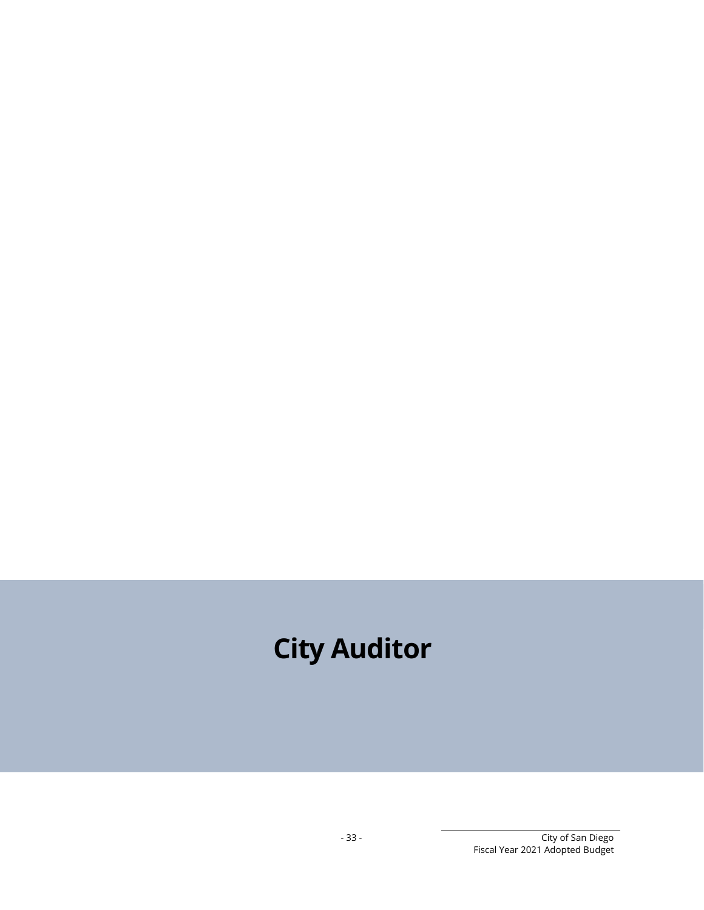# City Auditor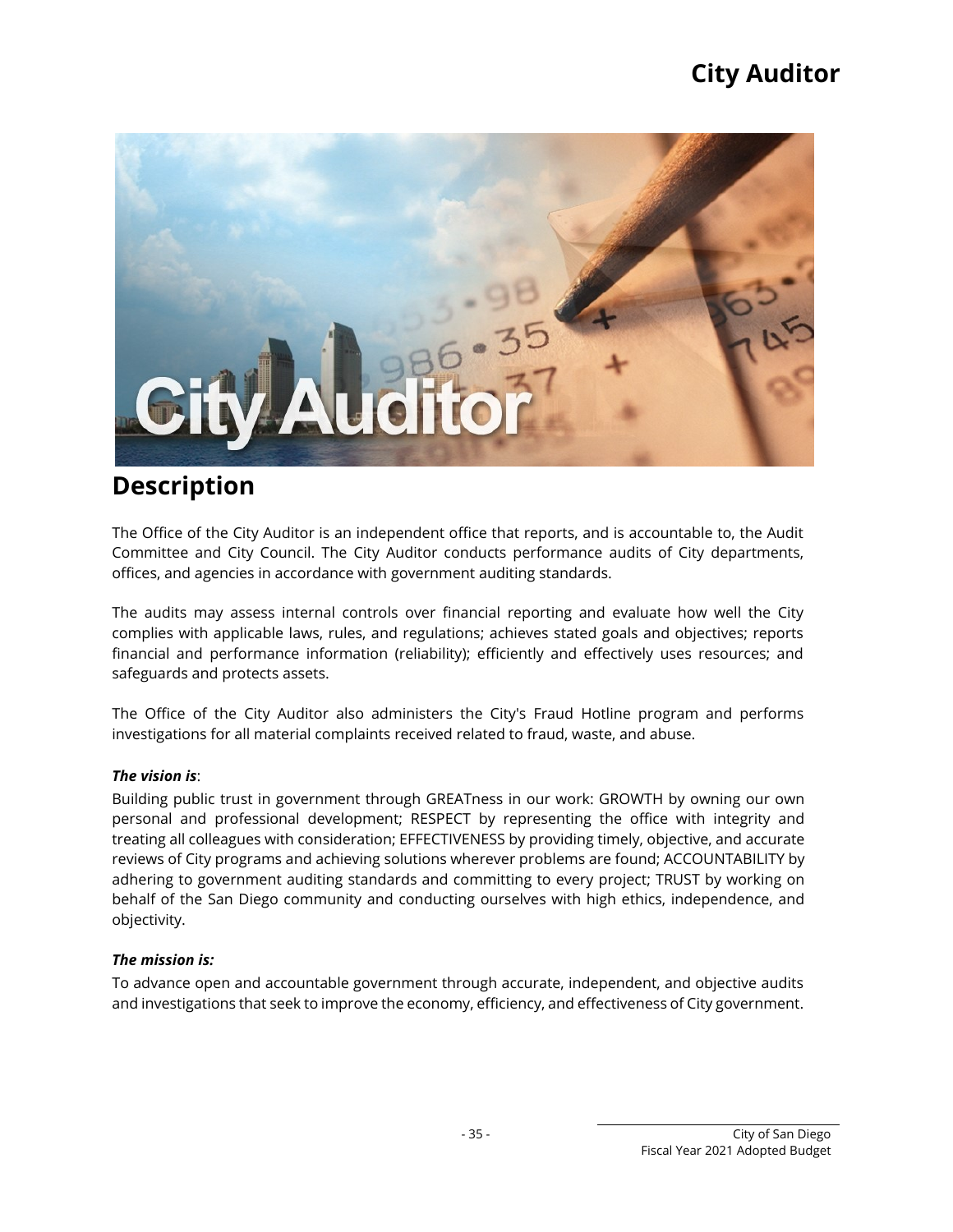# City Auditor

## Description

The Office of the City Auditor is an independent office that reports, and is accountable to, the Audit Committee and City Council. The City Auditor conducts performance audits of City departments, offices, and agencies in accordance with government auditing standards.

The audits may assess internal controls over financial reporting and evaluate how well the City complies with applicable laws, rules, and regulations; achieves stated goals and objectives; reports financial and performance information (reliability); efficiently and effectively uses resources; and safeguards and protects assets.

The Office of the City Auditor also administers the City's Fraud Hotline program and performs investigations for all material complaints received related to fraud, waste, and abuse.

***The vision is***:

Building public trust in government through GREATness in our work: GROWTH by owning our own personal and professional development; RESPECT by representing the office with integrity and treating all colleagues with consideration; EFFECTIVENESS by providing timely, objective, and accurate reviews of City programs and achieving solutions wherever problems are found; ACCOUNTABILITY by adhering to government auditing standards and committing to every project; TRUST by working on behalf of the San Diego community and conducting ourselves with high ethics, independence, and objectivity.

***The mission is:***

To advance open and accountable government through accurate, independent, and objective audits and investigations that seek to improve the economy, efficiency, and effectiveness of City government.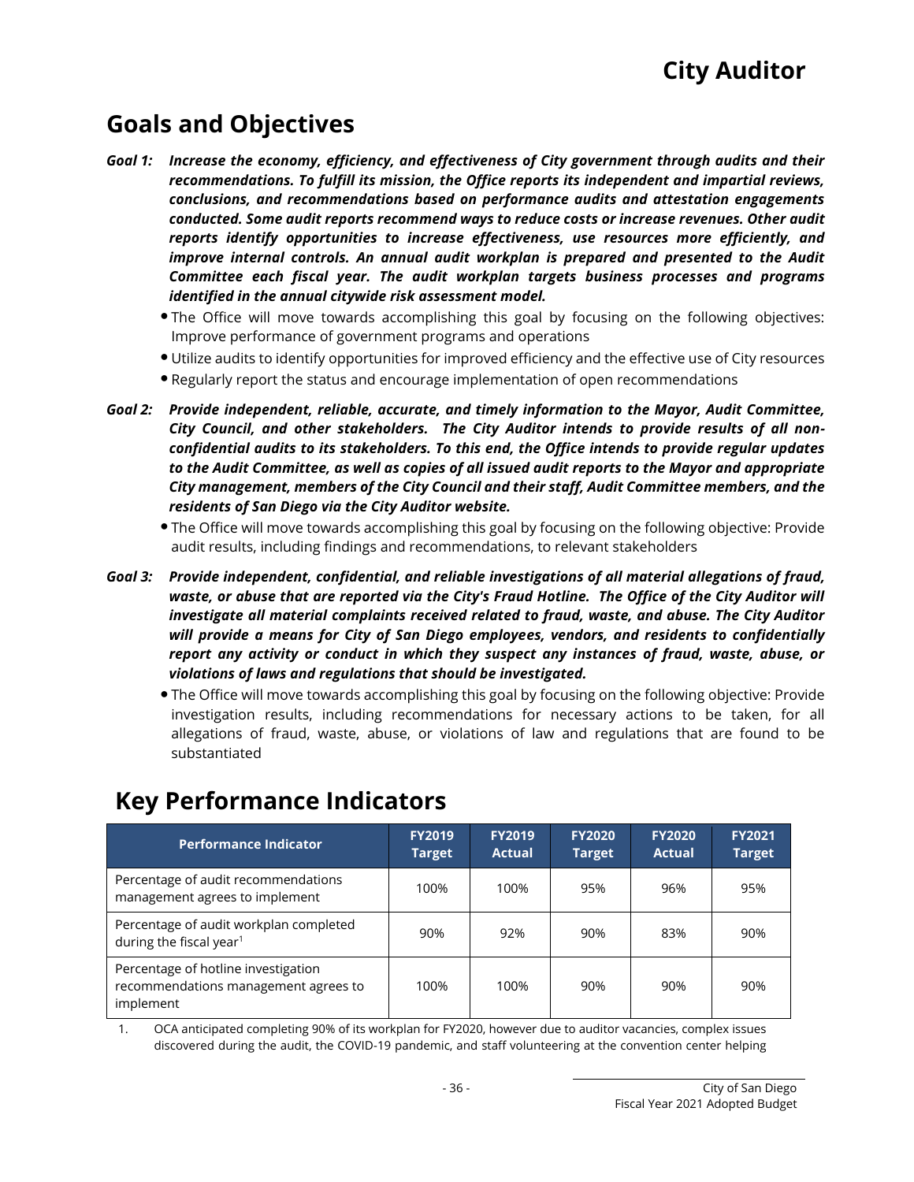## Goals and Objectives

***Goal 1: Increase the economy, efficiency, and effectiveness of City government through audits and their recommendations. To fulfill its mission, the Office reports its independent and impartial reviews, conclusions, and recommendations based on performance audits and attestation engagements conducted. Some audit reports recommend ways to reduce costs or increase revenues. Other audit reports identify opportunities to increase effectiveness, use resources more efficiently, and improve internal controls. An annual audit workplan is prepared and presented to the Audit Committee each fiscal year. The audit workplan targets business processes and programs identified in the annual citywide risk assessment model.***

- The Office will move towards accomplishing this goal by focusing on the following objectives: Improve performance of government programs and operations
- Utilize audits to identify opportunities for improved efficiency and the effective use of City resources
- Regularly report the status and encourage implementation of open recommendations

***Goal 2: Provide independent, reliable, accurate, and timely information to the Mayor, Audit Committee, City Council, and other stakeholders. The City Auditor intends to provide results of all non-confidential audits to its stakeholders. To this end, the Office intends to provide regular updates to the Audit Committee, as well as copies of all issued audit reports to the Mayor and appropriate City management, members of the City Council and their staff, Audit Committee members, and the residents of San Diego via the City Auditor website.***

- The Office will move towards accomplishing this goal by focusing on the following objective: Provide audit results, including findings and recommendations, to relevant stakeholders

***Goal 3: Provide independent, confidential, and reliable investigations of all material allegations of fraud, waste, or abuse that are reported via the City's Fraud Hotline. The Office of the City Auditor will investigate all material complaints received related to fraud, waste, and abuse. The City Auditor will provide a means for City of San Diego employees, vendors, and residents to confidentially report any activity or conduct in which they suspect any instances of fraud, waste, abuse, or violations of laws and regulations that should be investigated.***

- The Office will move towards accomplishing this goal by focusing on the following objective: Provide investigation results, including recommendations for necessary actions to be taken, for all allegations of fraud, waste, abuse, or violations of law and regulations that are found to be substantiated

## Key Performance Indicators

| Performance Indicator | FY2019 Target | FY2019 Actual | FY2020 Target | FY2020 Actual | FY2021 Target |
|---|---|---|---|---|---|
| Percentage of audit recommendations management agrees to implement | 100% | 100% | 95% | 96% | 95% |
| Percentage of audit workplan completed during the fiscal year[1] | 90% | 92% | 90% | 83% | 90% |
| Percentage of hotline investigation recommendations management agrees to implement | 100% | 100% | 90% | 90% | 90% |

1. OCA anticipated completing 90% of its workplan for FY2020, however due to auditor vacancies, complex issues discovered during the audit, the COVID-19 pandemic, and staff volunteering at the convention center helping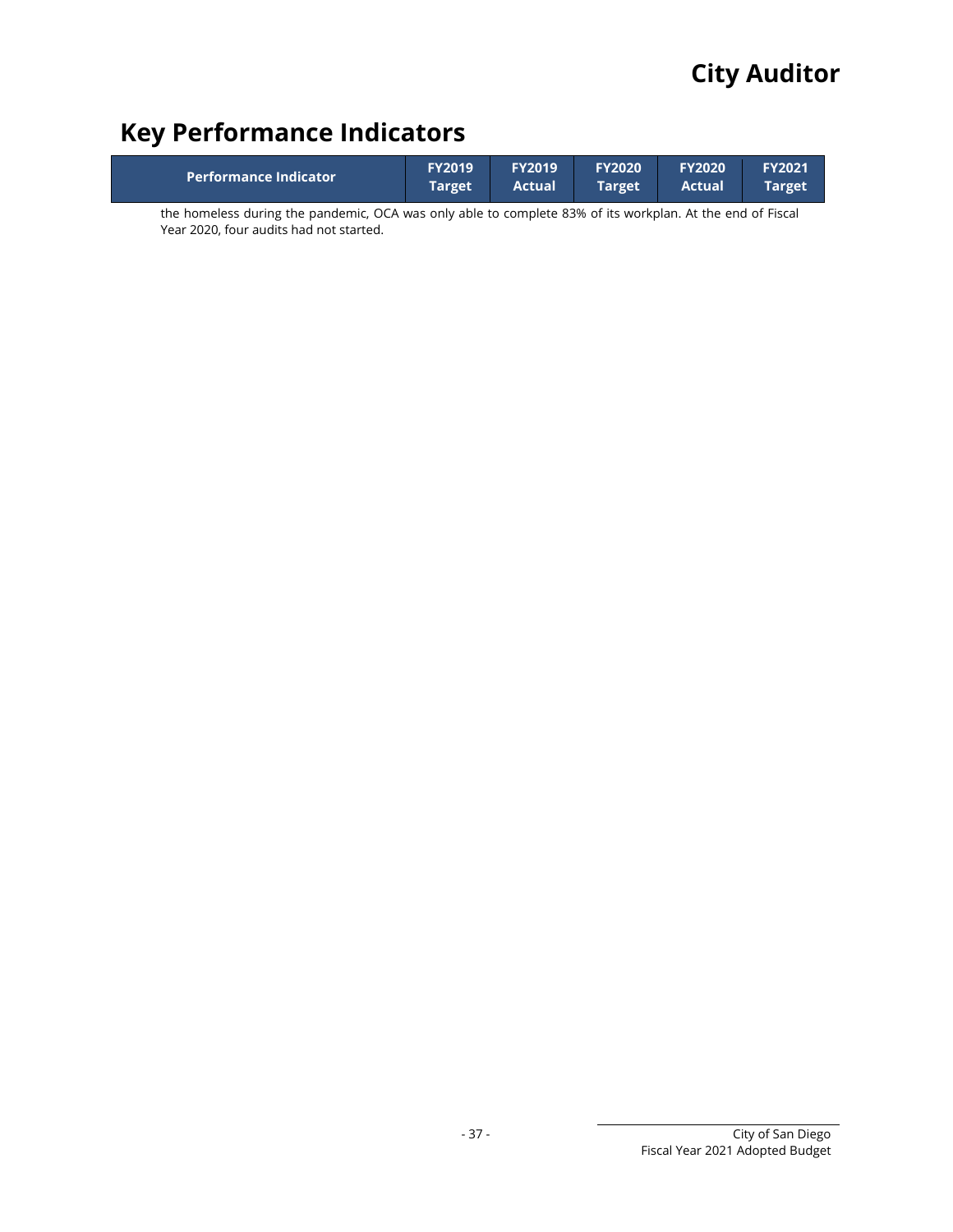## Key Performance Indicators

| Performance Indicator | FY2019 Target | FY2019 Actual | FY2020 Target | FY2020 Actual | FY2021 Target |
|---|---|---|---|---|---|

the homeless during the pandemic, OCA was only able to complete 83% of its workplan. At the end of Fiscal Year 2020, four audits had not started.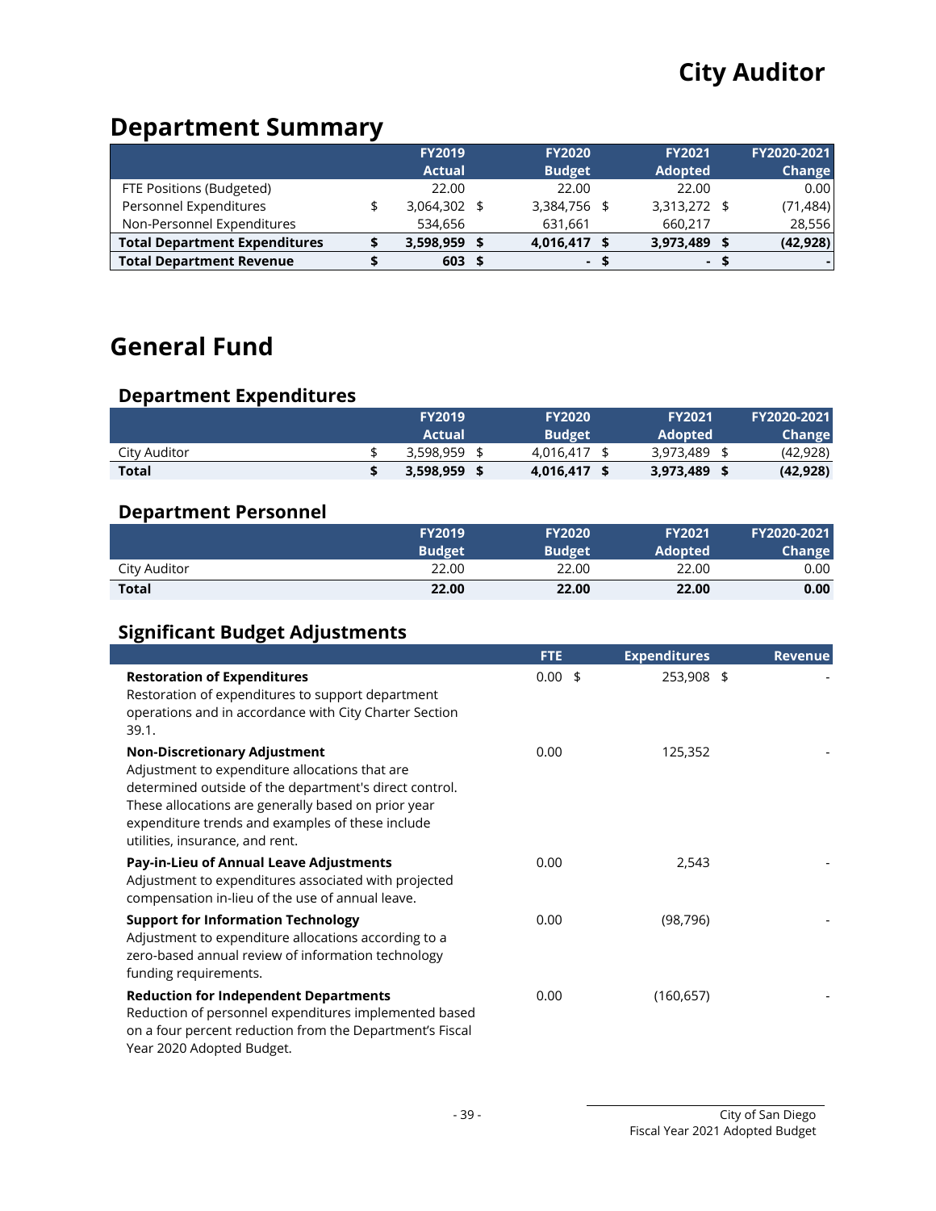# City Auditor

## Department Summary

| | FY2019 Actual | FY2020 Budget | FY2021 Adopted | FY2020-2021 Change |
|---|---|---|---|---|
| FTE Positions (Budgeted) | 22.00 | 22.00 | 22.00 | 0.00 |
| Personnel Expenditures | $ 3,064,302 | $ 3,384,756 | $ 3,313,272 | $ (71,484) |
| Non-Personnel Expenditures | 534,656 | 631,661 | 660,217 | 28,556 |
| **Total Department Expenditures** | **$ 3,598,959** | **$ 4,016,417** | **$ 3,973,489** | **$ (42,928)** |
| **Total Department Revenue** | **$ 603** | **$ -** | **$ -** | **$ -** |

## General Fund

### Department Expenditures

| | FY2019 Actual | FY2020 Budget | FY2021 Adopted | FY2020-2021 Change |
|---|---|---|---|---|
| City Auditor | $ 3,598,959 | $ 4,016,417 | $ 3,973,489 | $ (42,928) |
| **Total** | **$ 3,598,959** | **$ 4,016,417** | **$ 3,973,489** | **$ (42,928)** |

### Department Personnel

| | FY2019 Budget | FY2020 Budget | FY2021 Adopted | FY2020-2021 Change |
|---|---|---|---|---|
| City Auditor | 22.00 | 22.00 | 22.00 | 0.00 |
| **Total** | **22.00** | **22.00** | **22.00** | **0.00** |

### Significant Budget Adjustments

| | FTE | Expenditures | Revenue |
|---|---|---|---|
| **Restoration of Expenditures**<br>Restoration of expenditures to support department operations and in accordance with City Charter Section 39.1. | 0.00 | $ 253,908 | $ - |
| **Non-Discretionary Adjustment**<br>Adjustment to expenditure allocations that are determined outside of the department's direct control. These allocations are generally based on prior year expenditure trends and examples of these include utilities, insurance, and rent. | 0.00 | 125,352 | - |
| **Pay-in-Lieu of Annual Leave Adjustments**<br>Adjustment to expenditures associated with projected compensation in-lieu of the use of annual leave. | 0.00 | 2,543 | - |
| **Support for Information Technology**<br>Adjustment to expenditure allocations according to a zero-based annual review of information technology funding requirements. | 0.00 | (98,796) | - |
| **Reduction for Independent Departments**<br>Reduction of personnel expenditures implemented based on a four percent reduction from the Department's Fiscal Year 2020 Adopted Budget. | 0.00 | (160,657) | - |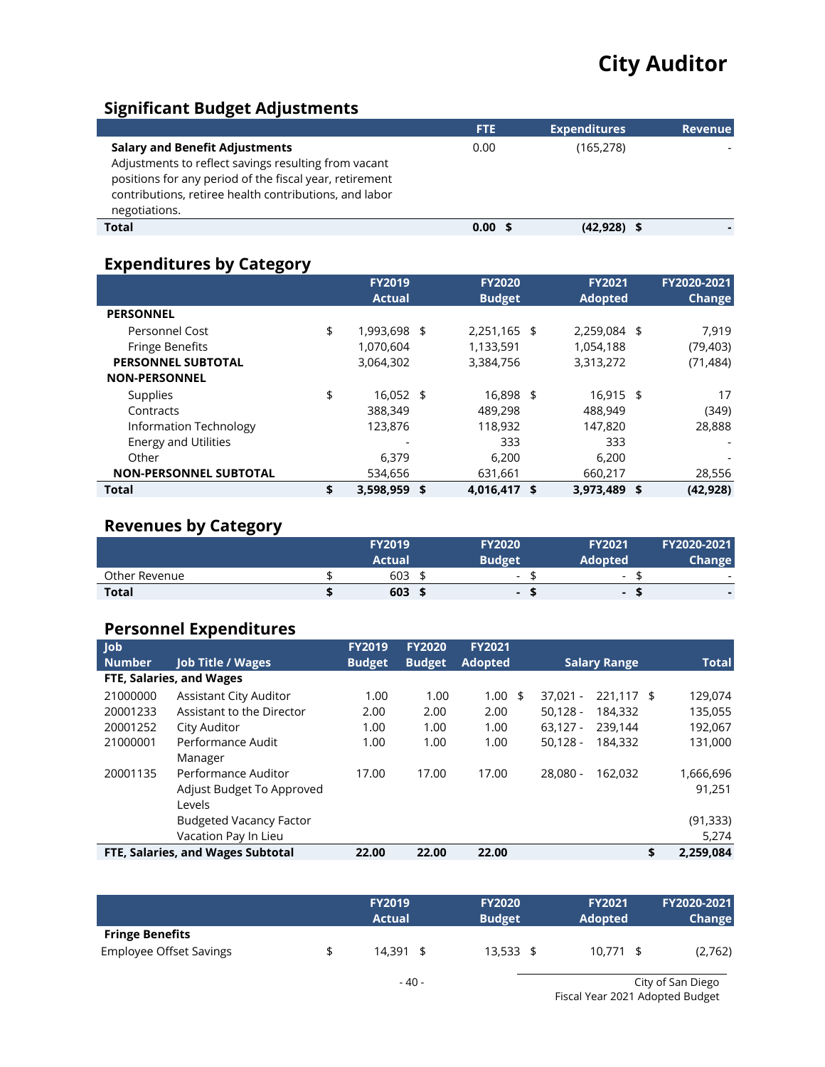# City Auditor

## Significant Budget Adjustments

| | FTE | Expenditures | Revenue |
|---|---|---|---|
| **Salary and Benefit Adjustments**<br>Adjustments to reflect savings resulting from vacant positions for any period of the fiscal year, retirement contributions, retiree health contributions, and labor negotiations. | 0.00 | (165,278) | - |
| **Total** | **0.00** | **$ (42,928)** | **$ -** |

## Expenditures by Category

| | FY2019 Actual | FY2020 Budget | FY2021 Adopted | FY2020-2021 Change |
|---|---|---|---|---|
| **PERSONNEL** | | | | |
| Personnel Cost | $ 1,993,698 | $ 2,251,165 | $ 2,259,084 | $ 7,919 |
| Fringe Benefits | 1,070,604 | 1,133,591 | 1,054,188 | (79,403) |
| **PERSONNEL SUBTOTAL** | 3,064,302 | 3,384,756 | 3,313,272 | (71,484) |
| **NON-PERSONNEL** | | | | |
| Supplies | $ 16,052 | $ 16,898 | $ 16,915 | $ 17 |
| Contracts | 388,349 | 489,298 | 488,949 | (349) |
| Information Technology | 123,876 | 118,932 | 147,820 | 28,888 |
| Energy and Utilities | - | 333 | 333 | - |
| Other | 6,379 | 6,200 | 6,200 | - |
| **NON-PERSONNEL SUBTOTAL** | 534,656 | 631,661 | 660,217 | 28,556 |
| **Total** | **$ 3,598,959** | **$ 4,016,417** | **$ 3,973,489** | **$ (42,928)** |

## Revenues by Category

| | FY2019 Actual | FY2020 Budget | FY2021 Adopted | FY2020-2021 Change |
|---|---|---|---|---|
| Other Revenue | $ 603 | $ - | $ - | $ - |
| **Total** | **$ 603** | **$ -** | **$ -** | **$ -** |

## Personnel Expenditures

| Job Number | Job Title / Wages | FY2019 Budget | FY2020 Budget | FY2021 Adopted | Salary Range | Total |
|---|---|---|---|---|---|---|
| **FTE, Salaries, and Wages** | | | | | | |
| 21000000 | Assistant City Auditor | 1.00 | 1.00 | 1.00 | $ 37,021 - 221,117 | $ 129,074 |
| 20001233 | Assistant to the Director | 2.00 | 2.00 | 2.00 | 50,128 - 184,332 | 135,055 |
| 20001252 | City Auditor | 1.00 | 1.00 | 1.00 | 63,127 - 239,144 | 192,067 |
| 21000001 | Performance Audit Manager | 1.00 | 1.00 | 1.00 | 50,128 - 184,332 | 131,000 |
| 20001135 | Performance Auditor | 17.00 | 17.00 | 17.00 | 28,080 - 162,032 | 1,666,696 |
| | Adjust Budget To Approved Levels | | | | | 91,251 |
| | Budgeted Vacancy Factor | | | | | (91,333) |
| | Vacation Pay In Lieu | | | | | 5,274 |
| **FTE, Salaries, and Wages Subtotal** | | **22.00** | **22.00** | **22.00** | | **$ 2,259,084** |

| | FY2019 Actual | FY2020 Budget | FY2021 Adopted | FY2020-2021 Change |
|---|---|---|---|---|
| **Fringe Benefits** | | | | |
| Employee Offset Savings | $ 14,391 | $ 13,533 | $ 10,771 | $ (2,762) |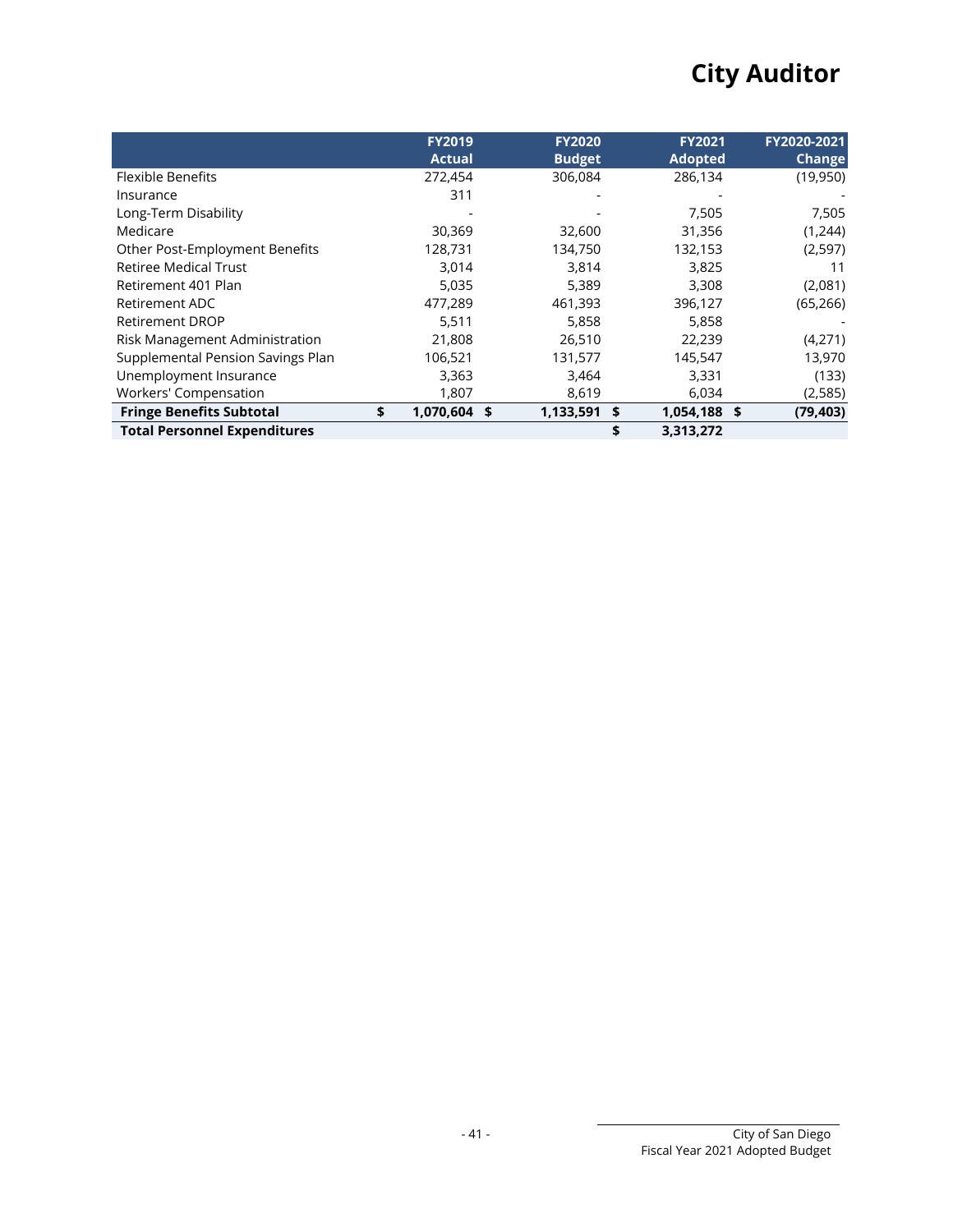# City Auditor

| | FY2019 Actual | FY2020 Budget | FY2021 Adopted | FY2020-2021 Change |
|---|---|---|---|---|
| Flexible Benefits | 272,454 | 306,084 | 286,134 | (19,950) |
| Insurance | 311 | - | - | - |
| Long-Term Disability | - | - | 7,505 | 7,505 |
| Medicare | 30,369 | 32,600 | 31,356 | (1,244) |
| Other Post-Employment Benefits | 128,731 | 134,750 | 132,153 | (2,597) |
| Retiree Medical Trust | 3,014 | 3,814 | 3,825 | 11 |
| Retirement 401 Plan | 5,035 | 5,389 | 3,308 | (2,081) |
| Retirement ADC | 477,289 | 461,393 | 396,127 | (65,266) |
| Retirement DROP | 5,511 | 5,858 | 5,858 | - |
| Risk Management Administration | 21,808 | 26,510 | 22,239 | (4,271) |
| Supplemental Pension Savings Plan | 106,521 | 131,577 | 145,547 | 13,970 |
| Unemployment Insurance | 3,363 | 3,464 | 3,331 | (133) |
| Workers' Compensation | 1,807 | 8,619 | 6,034 | (2,585) |
| **Fringe Benefits Subtotal** | **$ 1,070,604** | **$ 1,133,591** | **$ 1,054,188** | **$ (79,403)** |
| **Total Personnel Expenditures** | | | **$ 3,313,272** | |